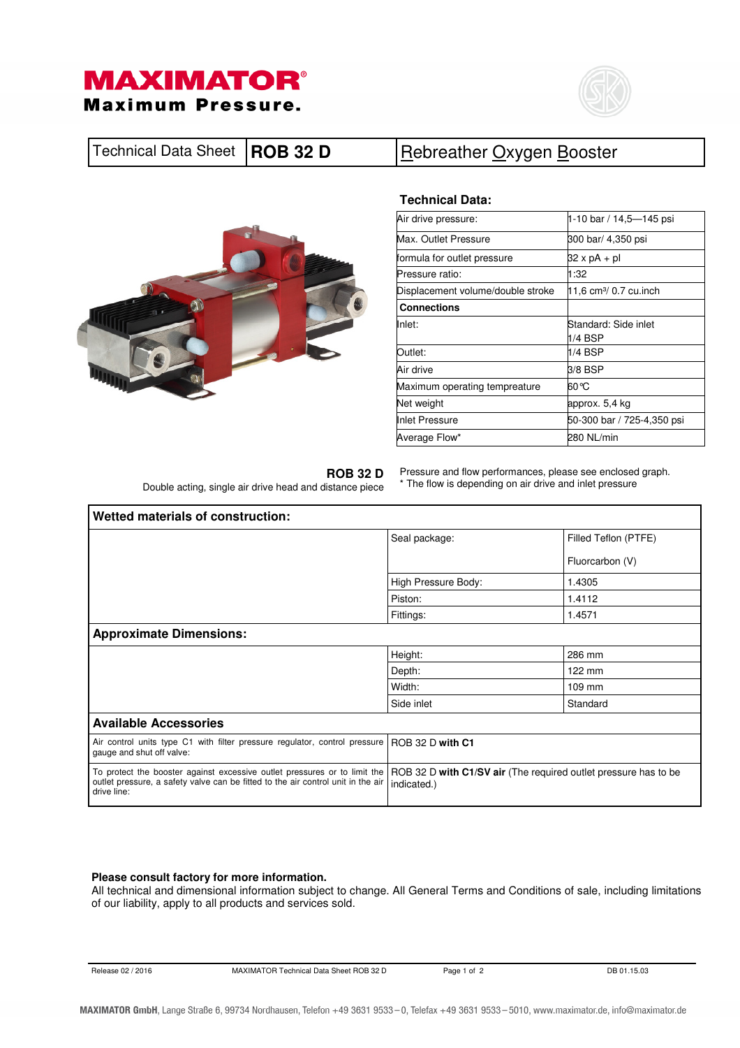# MAXIMATOR®

**Maximum Pressure.**

| Technical Data Sheet | **ROB 32 D** | Rebreather Oxygen Booster |
|---|---|---|

## Technical Data:

| | |
|---|---|
| Air drive pressure: | 1-10 bar / 14,5—145 psi |
| Max. Outlet Pressure | 300 bar/ 4,350 psi |
| formula for outlet pressure | 32 x pA + pl |
| Pressure ratio: | 1:32 |
| Displacement volume/double stroke | 11,6 cm³/ 0.7 cu.inch |
| **Connections** | |
| Inlet: | Standard: Side inlet 1/4 BSP |
| Outlet: | 1/4 BSP |
| Air drive | 3/8 BSP |
| Maximum operating tempreature | 60°C |
| Net weight | approx. 5,4 kg |
| Inlet Pressure | 50-300 bar / 725-4,350 psi |
| Average Flow* | 280 NL/min |

**ROB 32 D**

Double acting, single air drive head and distance piece

Pressure and flow performances, please see enclosed graph.

* The flow is depending on air drive and inlet pressure

| **Wetted materials of construction:** | | |
|---|---|---|
| | Seal package: | Filled Teflon (PTFE) Fluorcarbon (V) |
| | High Pressure Body: | 1.4305 |
| | Piston: | 1.4112 |
| | Fittings: | 1.4571 |
| **Approximate Dimensions:** | | |
| | Height: | 286 mm |
| | Depth: | 122 mm |
| | Width: | 109 mm |
| | Side inlet | Standard |
| **Available Accessories** | | |
| Air control units type C1 with filter pressure regulator, control pressure gauge and shut off valve: | ROB 32 D **with C1** | |
| To protect the booster against excessive outlet pressures or to limit the outlet pressure, a safety valve can be fitted to the air control unit in the air drive line: | ROB 32 D **with C1/SV air** (The required outlet pressure has to be indicated.) | |

**Please consult factory for more information.**

All technical and dimensional information subject to change. All General Terms and Conditions of sale, including limitations of our liability, apply to all products and services sold.

Release 02 / 2016 | MAXIMATOR Technical Data Sheet ROB 32 D | DB 01.15.03

**MAXIMATOR GmbH**, Lange Straße 6, 99734 Nordhausen, Telefon +49 3631 9533 – 0, Telefax +49 3631 9533 – 5010, www.maximator.de, info@maximator.de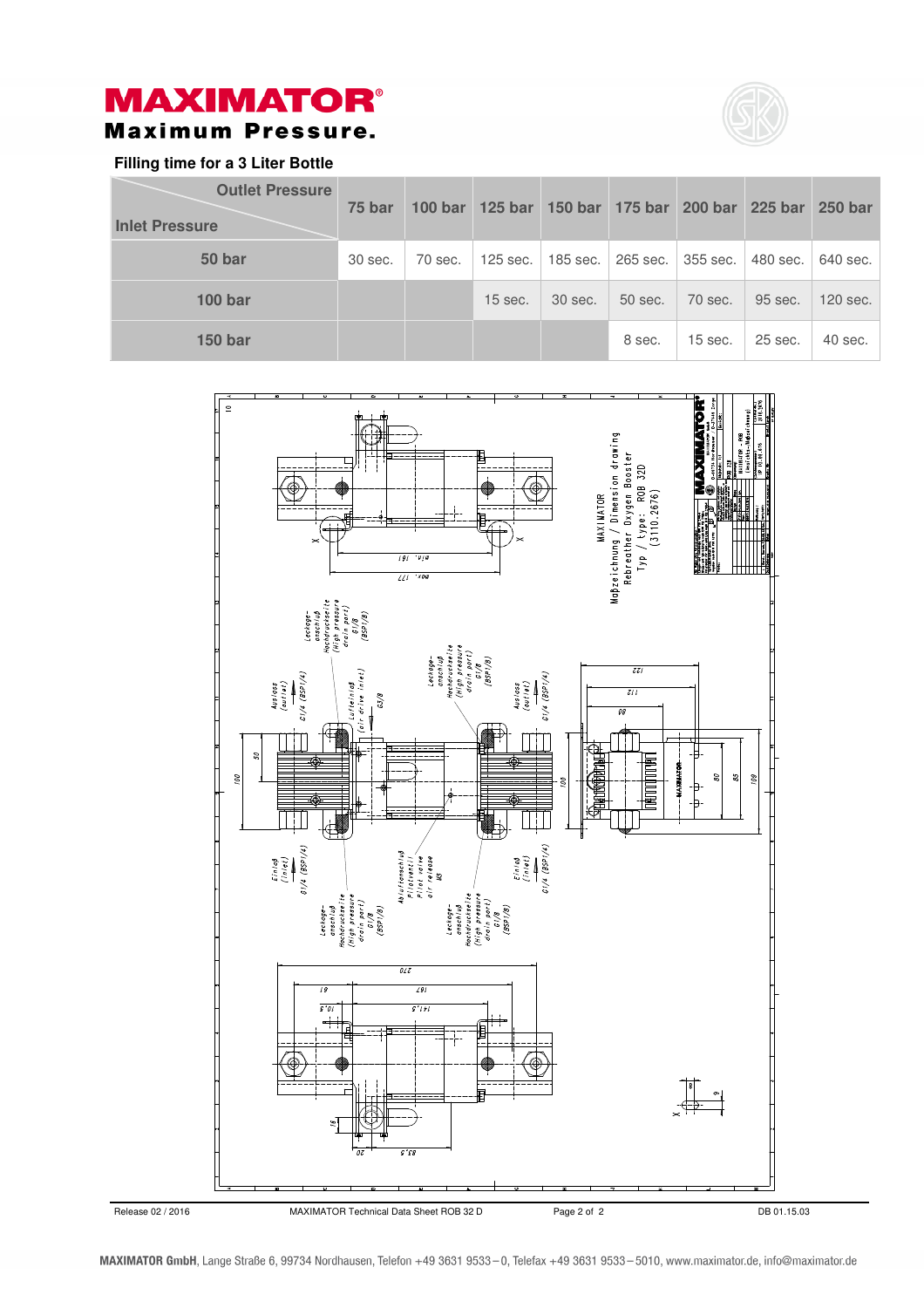## Filling time for a 3 Liter Bottle

| Inlet Pressure \ Outlet Pressure | 75 bar | 100 bar | 125 bar | 150 bar | 175 bar | 200 bar | 225 bar | 250 bar |
|---|---|---|---|---|---|---|---|---|
| 50 bar | 30 sec. | 70 sec. | 125 sec. | 185 sec. | 265 sec. | 355 sec. | 480 sec. | 640 sec. |
| 100 bar | | | 15 sec. | 30 sec. | 50 sec. | 70 sec. | 95 sec. | 120 sec. |
| 150 bar | | | | | 8 sec. | 15 sec. | 25 sec. | 40 sec. |

MAXIMATOR
Maßzeichnung / Dimension drawing
Rebreather Oxygen Booster
Typ / type: ROB 32D
(3110.2676)

min. 161
max. 177

Leckageanschluß Hochdruckseite (High pressure drain port) G1/8 (BSP1/8)

Auslass (outlet) G1/4 (BSP1/4)

Lufteinlaß (air drive inlet) G3/8

Einlaß (inlet) G1/4 (BSP1/4)

Abluftanschluß Pilotventil Pilot valve air release M5

122
112
88
80
85
109
100
50
100

270
161
167
10,5
141,5
16
20
83,5
6

Release 02 / 2016 | MAXIMATOR Technical Data Sheet ROB 32 D | DB 01.15.03

**MAXIMATOR GmbH**, Lange Straße 6, 99734 Nordhausen, Telefon +49 3631 9533 – 0, Telefax +49 3631 9533 – 5010, www.maximator.de, info@maximator.de